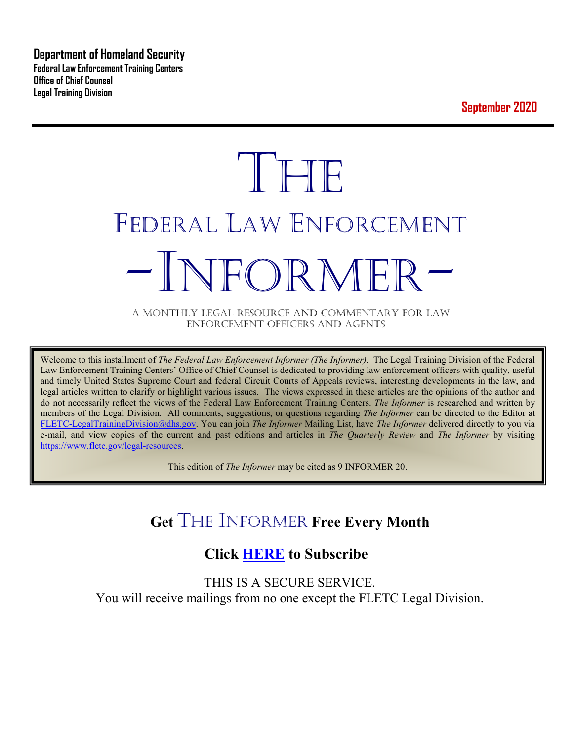**Department of Homeland Security**
**Federal Law Enforcement Training Centers**
**Office of Chief Counsel**
**Legal Training Division**

**September 2020**

# THE
# FEDERAL LAW ENFORCEMENT
# -INFORMER-

A MONTHLY LEGAL RESOURCE AND COMMENTARY FOR LAW ENFORCEMENT OFFICERS AND AGENTS

Welcome to this installment of *The Federal Law Enforcement Informer (The Informer).* The Legal Training Division of the Federal Law Enforcement Training Centers' Office of Chief Counsel is dedicated to providing law enforcement officers with quality, useful and timely United States Supreme Court and federal Circuit Courts of Appeals reviews, interesting developments in the law, and legal articles written to clarify or highlight various issues. The views expressed in these articles are the opinions of the author and do not necessarily reflect the views of the Federal Law Enforcement Training Centers. *The Informer* is researched and written by members of the Legal Division. All comments, suggestions, or questions regarding *The Informer* can be directed to the Editor at FLETC-LegalTrainingDivision@dhs.gov. You can join *The Informer* Mailing List, have *The Informer* delivered directly to you via e-mail, and view copies of the current and past editions and articles in *The Quarterly Review* and *The Informer* by visiting https://www.fletc.gov/legal-resources.

This edition of *The Informer* may be cited as 9 INFORMER 20.

## Get THE INFORMER Free Every Month

## Click HERE to Subscribe

THIS IS A SECURE SERVICE.
You will receive mailings from no one except the FLETC Legal Division.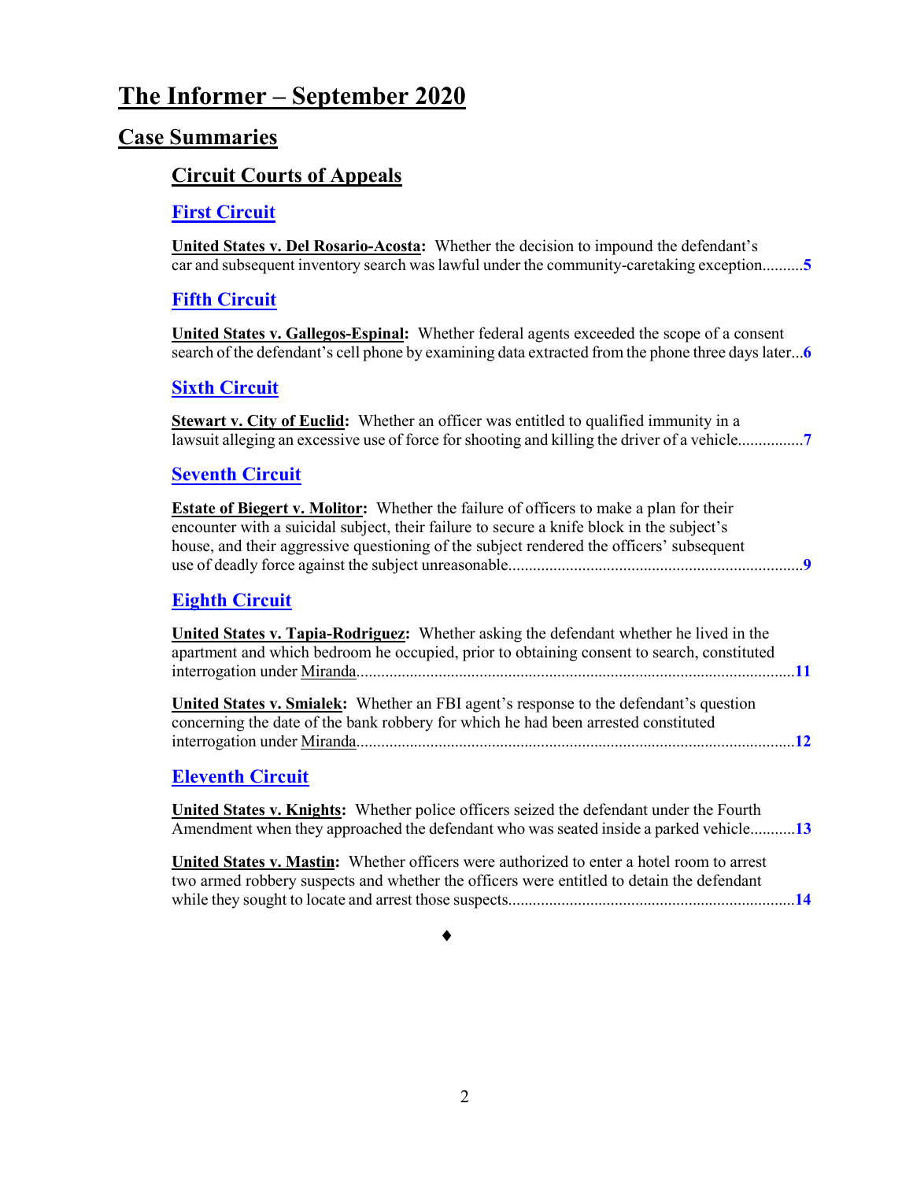# The Informer – September 2020

## Case Summaries

### Circuit Courts of Appeals

#### First Circuit

**United States v. Del Rosario-Acosta:** Whether the decision to impound the defendant's car and subsequent inventory search was lawful under the community-caretaking exception..........**5**

#### Fifth Circuit

**United States v. Gallegos-Espinal:** Whether federal agents exceeded the scope of a consent search of the defendant's cell phone by examining data extracted from the phone three days later...**6**

#### Sixth Circuit

**Stewart v. City of Euclid:** Whether an officer was entitled to qualified immunity in a lawsuit alleging an excessive use of force for shooting and killing the driver of a vehicle................**7**

#### Seventh Circuit

**Estate of Biegert v. Molitor:** Whether the failure of officers to make a plan for their encounter with a suicidal subject, their failure to secure a knife block in the subject's house, and their aggressive questioning of the subject rendered the officers' subsequent use of deadly force against the subject unreasonable.......................................................................**9**

#### Eighth Circuit

**United States v. Tapia-Rodriguez:** Whether asking the defendant whether he lived in the apartment and which bedroom he occupied, prior to obtaining consent to search, constituted interrogation under Miranda..........................................................................................................**11**

**United States v. Smialek:** Whether an FBI agent's response to the defendant's question concerning the date of the bank robbery for which he had been arrested constituted interrogation under Miranda..........................................................................................................**12**

#### Eleventh Circuit

**United States v. Knights:** Whether police officers seized the defendant under the Fourth Amendment when they approached the defendant who was seated inside a parked vehicle...........**13**

**United States v. Mastin:** Whether officers were authorized to enter a hotel room to arrest two armed robbery suspects and whether the officers were entitled to detain the defendant while they sought to locate and arrest those suspects.....................................................................**14**

♦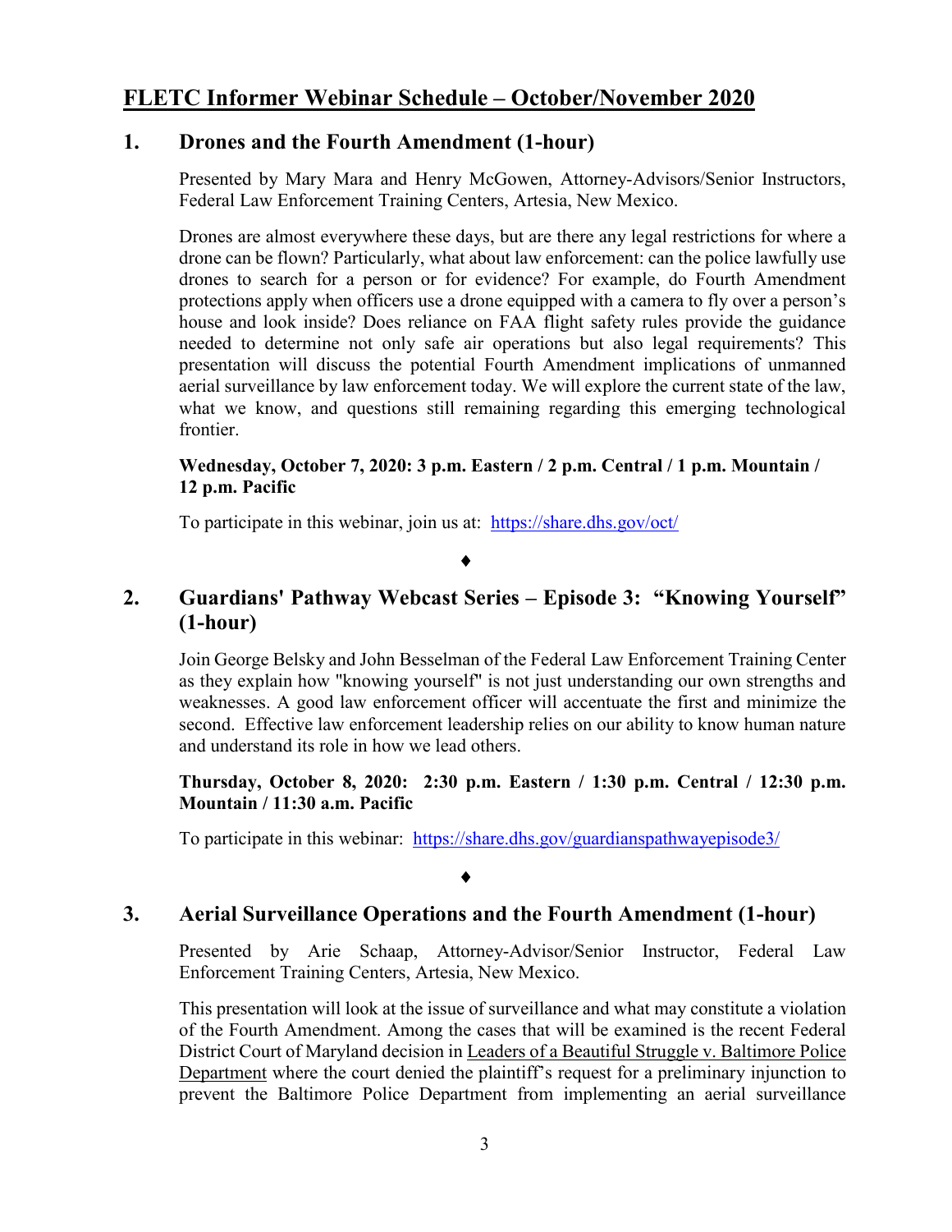## FLETC Informer Webinar Schedule – October/November 2020

### 1. Drones and the Fourth Amendment (1-hour)

Presented by Mary Mara and Henry McGowen, Attorney-Advisors/Senior Instructors, Federal Law Enforcement Training Centers, Artesia, New Mexico.

Drones are almost everywhere these days, but are there any legal restrictions for where a drone can be flown? Particularly, what about law enforcement: can the police lawfully use drones to search for a person or for evidence? For example, do Fourth Amendment protections apply when officers use a drone equipped with a camera to fly over a person's house and look inside? Does reliance on FAA flight safety rules provide the guidance needed to determine not only safe air operations but also legal requirements? This presentation will discuss the potential Fourth Amendment implications of unmanned aerial surveillance by law enforcement today. We will explore the current state of the law, what we know, and questions still remaining regarding this emerging technological frontier.

**Wednesday, October 7, 2020: 3 p.m. Eastern / 2 p.m. Central / 1 p.m. Mountain / 12 p.m. Pacific**

To participate in this webinar, join us at: https://share.dhs.gov/oct/

♦

### 2. Guardians' Pathway Webcast Series – Episode 3: "Knowing Yourself" (1-hour)

Join George Belsky and John Besselman of the Federal Law Enforcement Training Center as they explain how "knowing yourself" is not just understanding our own strengths and weaknesses. A good law enforcement officer will accentuate the first and minimize the second. Effective law enforcement leadership relies on our ability to know human nature and understand its role in how we lead others.

**Thursday, October 8, 2020: 2:30 p.m. Eastern / 1:30 p.m. Central / 12:30 p.m. Mountain / 11:30 a.m. Pacific**

To participate in this webinar: https://share.dhs.gov/guardianspathwayepisode3/

♦

### 3. Aerial Surveillance Operations and the Fourth Amendment (1-hour)

Presented by Arie Schaap, Attorney-Advisor/Senior Instructor, Federal Law Enforcement Training Centers, Artesia, New Mexico.

This presentation will look at the issue of surveillance and what may constitute a violation of the Fourth Amendment. Among the cases that will be examined is the recent Federal District Court of Maryland decision in Leaders of a Beautiful Struggle v. Baltimore Police Department where the court denied the plaintiff's request for a preliminary injunction to prevent the Baltimore Police Department from implementing an aerial surveillance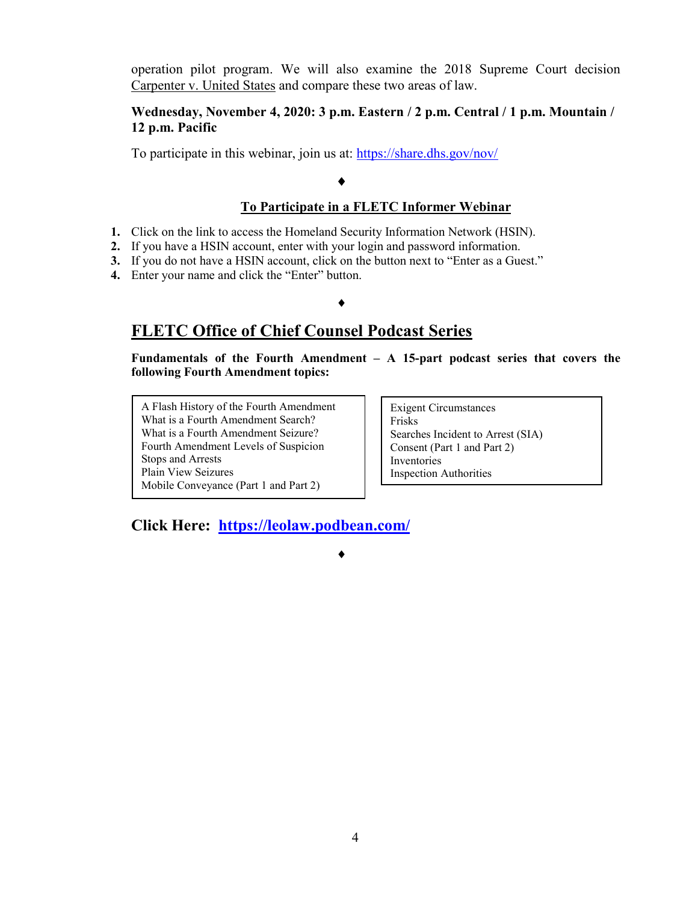operation pilot program. We will also examine the 2018 Supreme Court decision Carpenter v. United States and compare these two areas of law.

**Wednesday, November 4, 2020: 3 p.m. Eastern / 2 p.m. Central / 1 p.m. Mountain / 12 p.m. Pacific**

To participate in this webinar, join us at: https://share.dhs.gov/nov/

♦

### To Participate in a FLETC Informer Webinar

1. Click on the link to access the Homeland Security Information Network (HSIN).
2. If you have a HSIN account, enter with your login and password information.
3. If you do not have a HSIN account, click on the button next to "Enter as a Guest."
4. Enter your name and click the "Enter" button.

♦

## FLETC Office of Chief Counsel Podcast Series

**Fundamentals of the Fourth Amendment – A 15-part podcast series that covers the following Fourth Amendment topics:**

- A Flash History of the Fourth Amendment
- What is a Fourth Amendment Search?
- What is a Fourth Amendment Seizure?
- Fourth Amendment Levels of Suspicion
- Stops and Arrests
- Plain View Seizures
- Mobile Conveyance (Part 1 and Part 2)
- Exigent Circumstances
- Frisks
- Searches Incident to Arrest (SIA)
- Consent (Part 1 and Part 2)
- Inventories
- Inspection Authorities

**Click Here: https://leolaw.podbean.com/**

♦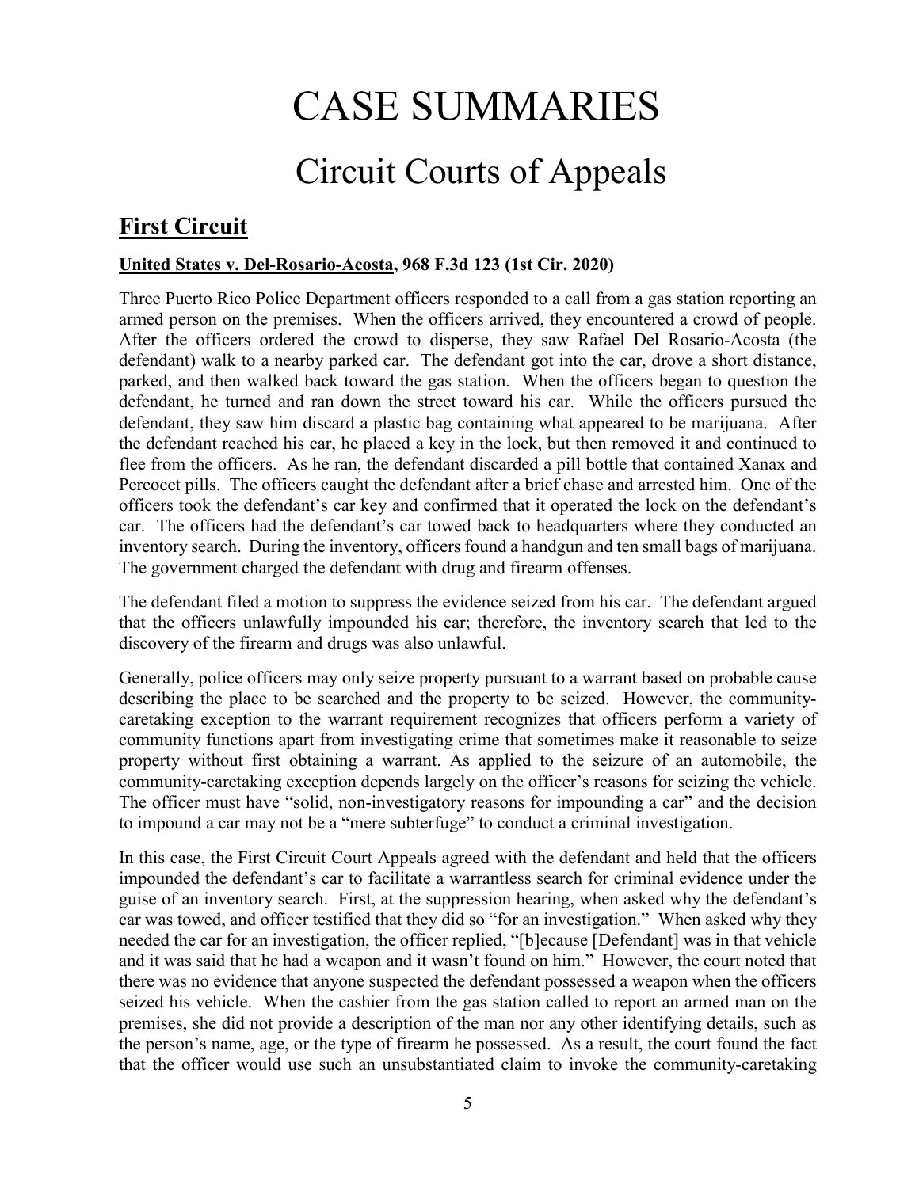# CASE SUMMARIES

## Circuit Courts of Appeals

### First Circuit

**United States v. Del-Rosario-Acosta, 968 F.3d 123 (1st Cir. 2020)**

Three Puerto Rico Police Department officers responded to a call from a gas station reporting an armed person on the premises. When the officers arrived, they encountered a crowd of people. After the officers ordered the crowd to disperse, they saw Rafael Del Rosario-Acosta (the defendant) walk to a nearby parked car. The defendant got into the car, drove a short distance, parked, and then walked back toward the gas station. When the officers began to question the defendant, he turned and ran down the street toward his car. While the officers pursued the defendant, they saw him discard a plastic bag containing what appeared to be marijuana. After the defendant reached his car, he placed a key in the lock, but then removed it and continued to flee from the officers. As he ran, the defendant discarded a pill bottle that contained Xanax and Percocet pills. The officers caught the defendant after a brief chase and arrested him. One of the officers took the defendant's car key and confirmed that it operated the lock on the defendant's car. The officers had the defendant's car towed back to headquarters where they conducted an inventory search. During the inventory, officers found a handgun and ten small bags of marijuana. The government charged the defendant with drug and firearm offenses.

The defendant filed a motion to suppress the evidence seized from his car. The defendant argued that the officers unlawfully impounded his car; therefore, the inventory search that led to the discovery of the firearm and drugs was also unlawful.

Generally, police officers may only seize property pursuant to a warrant based on probable cause describing the place to be searched and the property to be seized. However, the community-caretaking exception to the warrant requirement recognizes that officers perform a variety of community functions apart from investigating crime that sometimes make it reasonable to seize property without first obtaining a warrant. As applied to the seizure of an automobile, the community-caretaking exception depends largely on the officer's reasons for seizing the vehicle. The officer must have "solid, non-investigatory reasons for impounding a car" and the decision to impound a car may not be a "mere subterfuge" to conduct a criminal investigation.

In this case, the First Circuit Court Appeals agreed with the defendant and held that the officers impounded the defendant's car to facilitate a warrantless search for criminal evidence under the guise of an inventory search. First, at the suppression hearing, when asked why the defendant's car was towed, and officer testified that they did so "for an investigation." When asked why they needed the car for an investigation, the officer replied, "[b]ecause [Defendant] was in that vehicle and it was said that he had a weapon and it wasn't found on him." However, the court noted that there was no evidence that anyone suspected the defendant possessed a weapon when the officers seized his vehicle. When the cashier from the gas station called to report an armed man on the premises, she did not provide a description of the man nor any other identifying details, such as the person's name, age, or the type of firearm he possessed. As a result, the court found the fact that the officer would use such an unsubstantiated claim to invoke the community-caretaking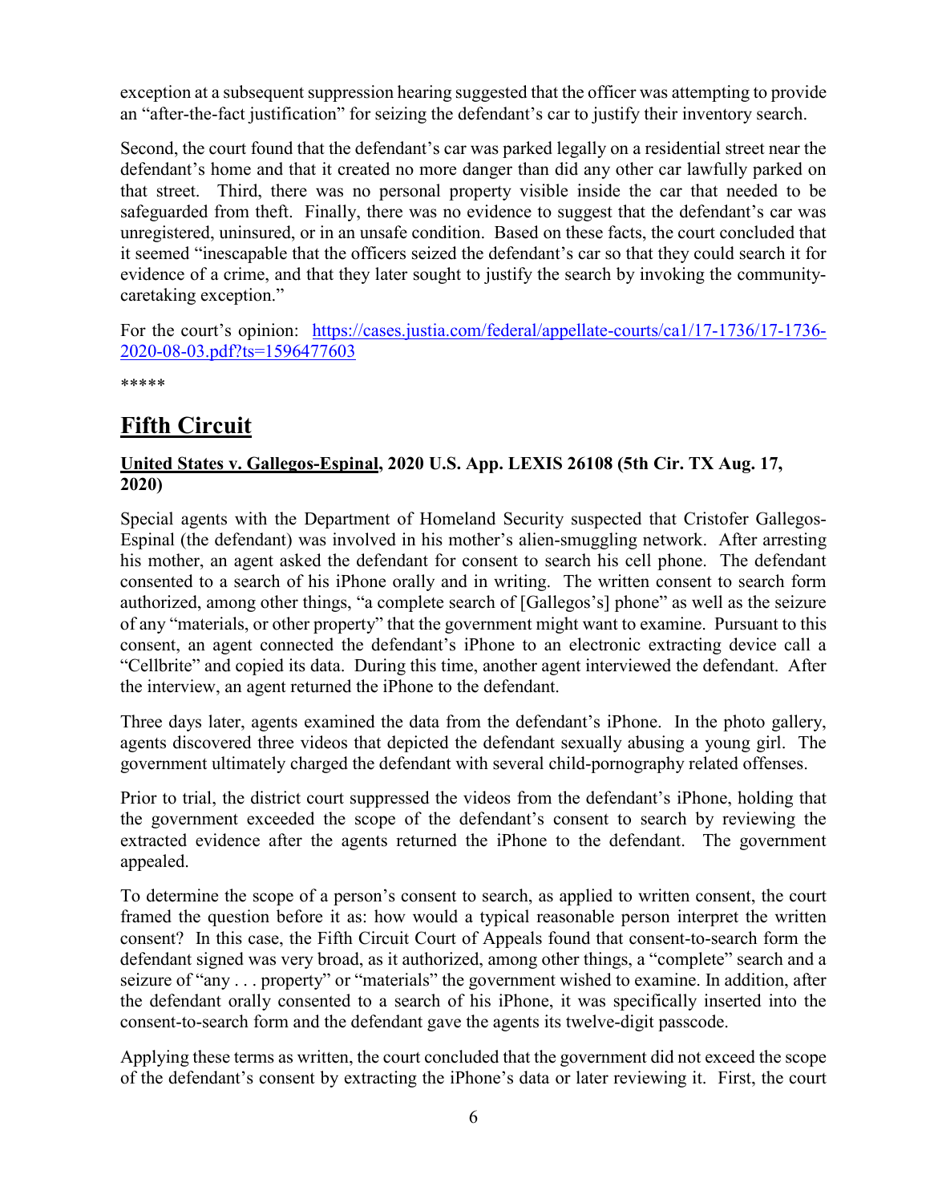exception at a subsequent suppression hearing suggested that the officer was attempting to provide an "after-the-fact justification" for seizing the defendant's car to justify their inventory search.

Second, the court found that the defendant's car was parked legally on a residential street near the defendant's home and that it created no more danger than did any other car lawfully parked on that street. Third, there was no personal property visible inside the car that needed to be safeguarded from theft. Finally, there was no evidence to suggest that the defendant's car was unregistered, uninsured, or in an unsafe condition. Based on these facts, the court concluded that it seemed "inescapable that the officers seized the defendant's car so that they could search it for evidence of a crime, and that they later sought to justify the search by invoking the community-caretaking exception."

For the court's opinion: [https://cases.justia.com/federal/appellate-courts/ca1/17-1736/17-1736-2020-08-03.pdf?ts=1596477603](https://cases.justia.com/federal/appellate-courts/ca1/17-1736/17-1736-2020-08-03.pdf?ts=1596477603)

*****

## Fifth Circuit

### United States v. Gallegos-Espinal, 2020 U.S. App. LEXIS 26108 (5th Cir. TX Aug. 17, 2020)

Special agents with the Department of Homeland Security suspected that Cristofer Gallegos-Espinal (the defendant) was involved in his mother's alien-smuggling network. After arresting his mother, an agent asked the defendant for consent to search his cell phone. The defendant consented to a search of his iPhone orally and in writing. The written consent to search form authorized, among other things, "a complete search of [Gallegos's] phone" as well as the seizure of any "materials, or other property" that the government might want to examine. Pursuant to this consent, an agent connected the defendant's iPhone to an electronic extracting device call a "Cellbrite" and copied its data. During this time, another agent interviewed the defendant. After the interview, an agent returned the iPhone to the defendant.

Three days later, agents examined the data from the defendant's iPhone. In the photo gallery, agents discovered three videos that depicted the defendant sexually abusing a young girl. The government ultimately charged the defendant with several child-pornography related offenses.

Prior to trial, the district court suppressed the videos from the defendant's iPhone, holding that the government exceeded the scope of the defendant's consent to search by reviewing the extracted evidence after the agents returned the iPhone to the defendant. The government appealed.

To determine the scope of a person's consent to search, as applied to written consent, the court framed the question before it as: how would a typical reasonable person interpret the written consent? In this case, the Fifth Circuit Court of Appeals found that consent-to-search form the defendant signed was very broad, as it authorized, among other things, a "complete" search and a seizure of "any . . . property" or "materials" the government wished to examine. In addition, after the defendant orally consented to a search of his iPhone, it was specifically inserted into the consent-to-search form and the defendant gave the agents its twelve-digit passcode.

Applying these terms as written, the court concluded that the government did not exceed the scope of the defendant's consent by extracting the iPhone's data or later reviewing it. First, the court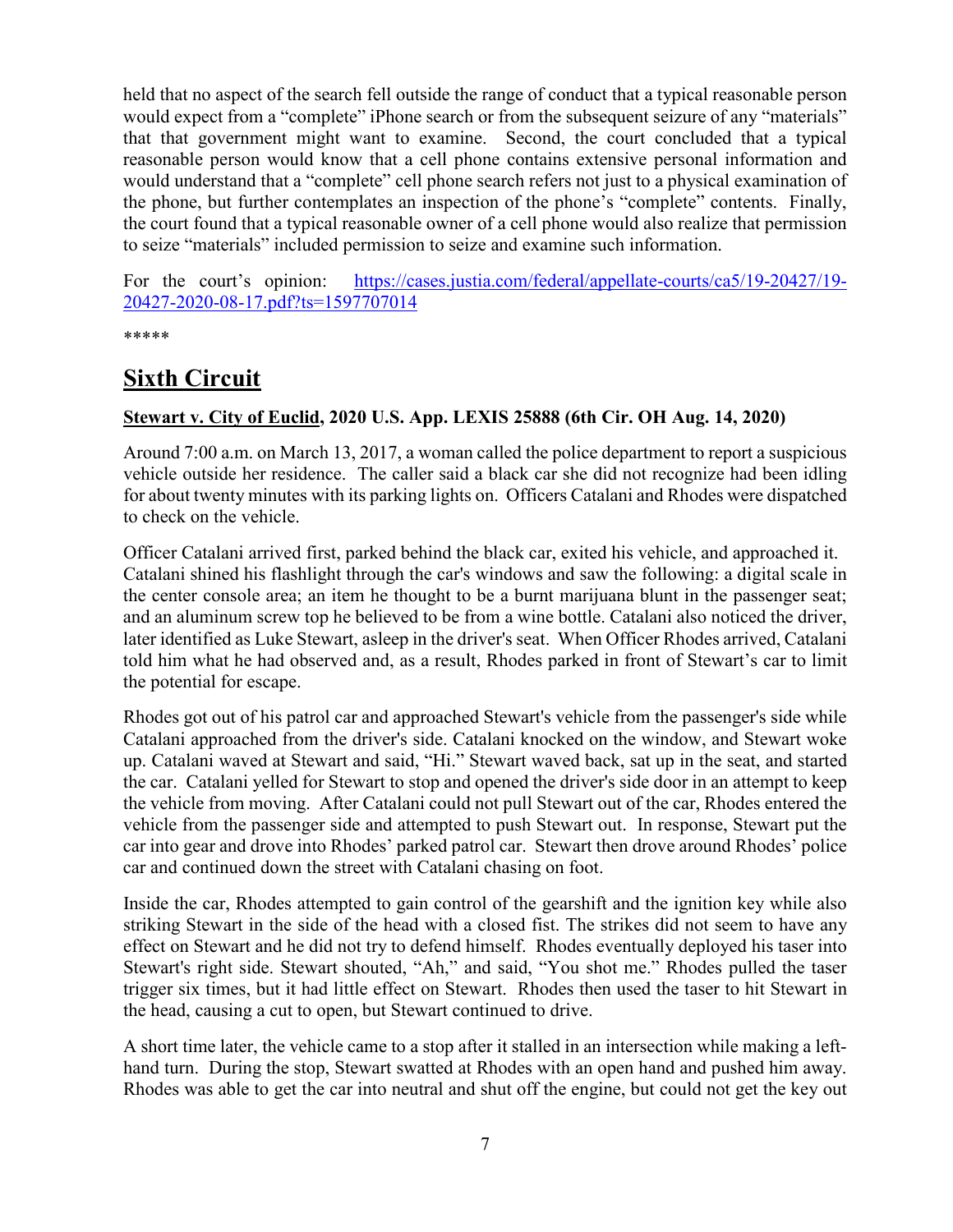held that no aspect of the search fell outside the range of conduct that a typical reasonable person would expect from a "complete" iPhone search or from the subsequent seizure of any "materials" that that government might want to examine. Second, the court concluded that a typical reasonable person would know that a cell phone contains extensive personal information and would understand that a "complete" cell phone search refers not just to a physical examination of the phone, but further contemplates an inspection of the phone's "complete" contents. Finally, the court found that a typical reasonable owner of a cell phone would also realize that permission to seize "materials" included permission to seize and examine such information.

For the court's opinion: [https://cases.justia.com/federal/appellate-courts/ca5/19-20427/19-20427-2020-08-17.pdf?ts=1597707014](https://cases.justia.com/federal/appellate-courts/ca5/19-20427/19-20427-2020-08-17.pdf?ts=1597707014)

*****

## Sixth Circuit

### Stewart v. City of Euclid, 2020 U.S. App. LEXIS 25888 (6th Cir. OH Aug. 14, 2020)

Around 7:00 a.m. on March 13, 2017, a woman called the police department to report a suspicious vehicle outside her residence. The caller said a black car she did not recognize had been idling for about twenty minutes with its parking lights on. Officers Catalani and Rhodes were dispatched to check on the vehicle.

Officer Catalani arrived first, parked behind the black car, exited his vehicle, and approached it. Catalani shined his flashlight through the car's windows and saw the following: a digital scale in the center console area; an item he thought to be a burnt marijuana blunt in the passenger seat; and an aluminum screw top he believed to be from a wine bottle. Catalani also noticed the driver, later identified as Luke Stewart, asleep in the driver's seat. When Officer Rhodes arrived, Catalani told him what he had observed and, as a result, Rhodes parked in front of Stewart's car to limit the potential for escape.

Rhodes got out of his patrol car and approached Stewart's vehicle from the passenger's side while Catalani approached from the driver's side. Catalani knocked on the window, and Stewart woke up. Catalani waved at Stewart and said, "Hi." Stewart waved back, sat up in the seat, and started the car. Catalani yelled for Stewart to stop and opened the driver's side door in an attempt to keep the vehicle from moving. After Catalani could not pull Stewart out of the car, Rhodes entered the vehicle from the passenger side and attempted to push Stewart out. In response, Stewart put the car into gear and drove into Rhodes' parked patrol car. Stewart then drove around Rhodes' police car and continued down the street with Catalani chasing on foot.

Inside the car, Rhodes attempted to gain control of the gearshift and the ignition key while also striking Stewart in the side of the head with a closed fist. The strikes did not seem to have any effect on Stewart and he did not try to defend himself. Rhodes eventually deployed his taser into Stewart's right side. Stewart shouted, "Ah," and said, "You shot me." Rhodes pulled the taser trigger six times, but it had little effect on Stewart. Rhodes then used the taser to hit Stewart in the head, causing a cut to open, but Stewart continued to drive.

A short time later, the vehicle came to a stop after it stalled in an intersection while making a left-hand turn. During the stop, Stewart swatted at Rhodes with an open hand and pushed him away. Rhodes was able to get the car into neutral and shut off the engine, but could not get the key out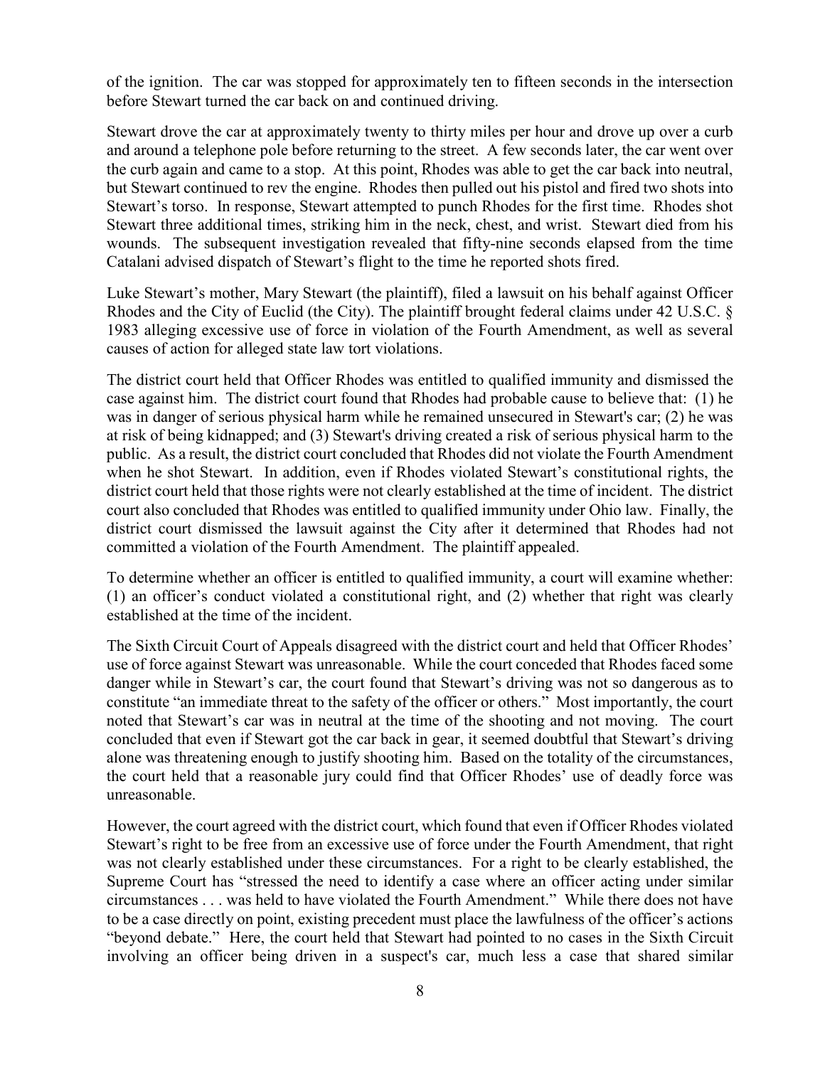of the ignition. The car was stopped for approximately ten to fifteen seconds in the intersection before Stewart turned the car back on and continued driving.

Stewart drove the car at approximately twenty to thirty miles per hour and drove up over a curb and around a telephone pole before returning to the street. A few seconds later, the car went over the curb again and came to a stop. At this point, Rhodes was able to get the car back into neutral, but Stewart continued to rev the engine. Rhodes then pulled out his pistol and fired two shots into Stewart's torso. In response, Stewart attempted to punch Rhodes for the first time. Rhodes shot Stewart three additional times, striking him in the neck, chest, and wrist. Stewart died from his wounds. The subsequent investigation revealed that fifty-nine seconds elapsed from the time Catalani advised dispatch of Stewart's flight to the time he reported shots fired.

Luke Stewart's mother, Mary Stewart (the plaintiff), filed a lawsuit on his behalf against Officer Rhodes and the City of Euclid (the City). The plaintiff brought federal claims under 42 U.S.C. § 1983 alleging excessive use of force in violation of the Fourth Amendment, as well as several causes of action for alleged state law tort violations.

The district court held that Officer Rhodes was entitled to qualified immunity and dismissed the case against him. The district court found that Rhodes had probable cause to believe that: (1) he was in danger of serious physical harm while he remained unsecured in Stewart's car; (2) he was at risk of being kidnapped; and (3) Stewart's driving created a risk of serious physical harm to the public. As a result, the district court concluded that Rhodes did not violate the Fourth Amendment when he shot Stewart. In addition, even if Rhodes violated Stewart's constitutional rights, the district court held that those rights were not clearly established at the time of incident. The district court also concluded that Rhodes was entitled to qualified immunity under Ohio law. Finally, the district court dismissed the lawsuit against the City after it determined that Rhodes had not committed a violation of the Fourth Amendment. The plaintiff appealed.

To determine whether an officer is entitled to qualified immunity, a court will examine whether: (1) an officer's conduct violated a constitutional right, and (2) whether that right was clearly established at the time of the incident.

The Sixth Circuit Court of Appeals disagreed with the district court and held that Officer Rhodes' use of force against Stewart was unreasonable. While the court conceded that Rhodes faced some danger while in Stewart's car, the court found that Stewart's driving was not so dangerous as to constitute "an immediate threat to the safety of the officer or others." Most importantly, the court noted that Stewart's car was in neutral at the time of the shooting and not moving. The court concluded that even if Stewart got the car back in gear, it seemed doubtful that Stewart's driving alone was threatening enough to justify shooting him. Based on the totality of the circumstances, the court held that a reasonable jury could find that Officer Rhodes' use of deadly force was unreasonable.

However, the court agreed with the district court, which found that even if Officer Rhodes violated Stewart's right to be free from an excessive use of force under the Fourth Amendment, that right was not clearly established under these circumstances. For a right to be clearly established, the Supreme Court has "stressed the need to identify a case where an officer acting under similar circumstances . . . was held to have violated the Fourth Amendment." While there does not have to be a case directly on point, existing precedent must place the lawfulness of the officer's actions "beyond debate." Here, the court held that Stewart had pointed to no cases in the Sixth Circuit involving an officer being driven in a suspect's car, much less a case that shared similar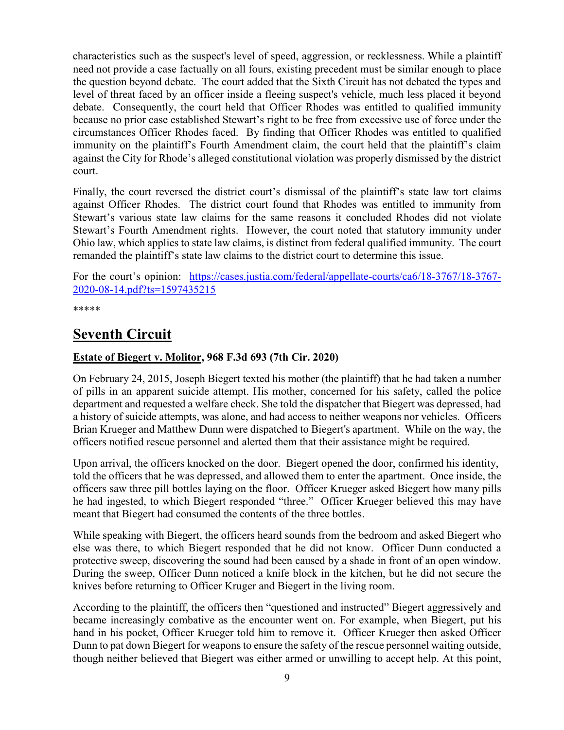characteristics such as the suspect's level of speed, aggression, or recklessness. While a plaintiff need not provide a case factually on all fours, existing precedent must be similar enough to place the question beyond debate. The court added that the Sixth Circuit has not debated the types and level of threat faced by an officer inside a fleeing suspect's vehicle, much less placed it beyond debate. Consequently, the court held that Officer Rhodes was entitled to qualified immunity because no prior case established Stewart's right to be free from excessive use of force under the circumstances Officer Rhodes faced. By finding that Officer Rhodes was entitled to qualified immunity on the plaintiff's Fourth Amendment claim, the court held that the plaintiff's claim against the City for Rhode's alleged constitutional violation was properly dismissed by the district court.

Finally, the court reversed the district court's dismissal of the plaintiff's state law tort claims against Officer Rhodes. The district court found that Rhodes was entitled to immunity from Stewart's various state law claims for the same reasons it concluded Rhodes did not violate Stewart's Fourth Amendment rights. However, the court noted that statutory immunity under Ohio law, which applies to state law claims, is distinct from federal qualified immunity. The court remanded the plaintiff's state law claims to the district court to determine this issue.

For the court's opinion: [https://cases.justia.com/federal/appellate-courts/ca6/18-3767/18-3767-2020-08-14.pdf?ts=1597435215](https://cases.justia.com/federal/appellate-courts/ca6/18-3767/18-3767-2020-08-14.pdf?ts=1597435215)

*****

## Seventh Circuit

**Estate of Biegert v. Molitor, 968 F.3d 693 (7th Cir. 2020)**

On February 24, 2015, Joseph Biegert texted his mother (the plaintiff) that he had taken a number of pills in an apparent suicide attempt. His mother, concerned for his safety, called the police department and requested a welfare check. She told the dispatcher that Biegert was depressed, had a history of suicide attempts, was alone, and had access to neither weapons nor vehicles. Officers Brian Krueger and Matthew Dunn were dispatched to Biegert's apartment. While on the way, the officers notified rescue personnel and alerted them that their assistance might be required.

Upon arrival, the officers knocked on the door. Biegert opened the door, confirmed his identity, told the officers that he was depressed, and allowed them to enter the apartment. Once inside, the officers saw three pill bottles laying on the floor. Officer Krueger asked Biegert how many pills he had ingested, to which Biegert responded "three." Officer Krueger believed this may have meant that Biegert had consumed the contents of the three bottles.

While speaking with Biegert, the officers heard sounds from the bedroom and asked Biegert who else was there, to which Biegert responded that he did not know. Officer Dunn conducted a protective sweep, discovering the sound had been caused by a shade in front of an open window. During the sweep, Officer Dunn noticed a knife block in the kitchen, but he did not secure the knives before returning to Officer Kruger and Biegert in the living room.

According to the plaintiff, the officers then "questioned and instructed" Biegert aggressively and became increasingly combative as the encounter went on. For example, when Biegert, put his hand in his pocket, Officer Krueger told him to remove it. Officer Krueger then asked Officer Dunn to pat down Biegert for weapons to ensure the safety of the rescue personnel waiting outside, though neither believed that Biegert was either armed or unwilling to accept help. At this point,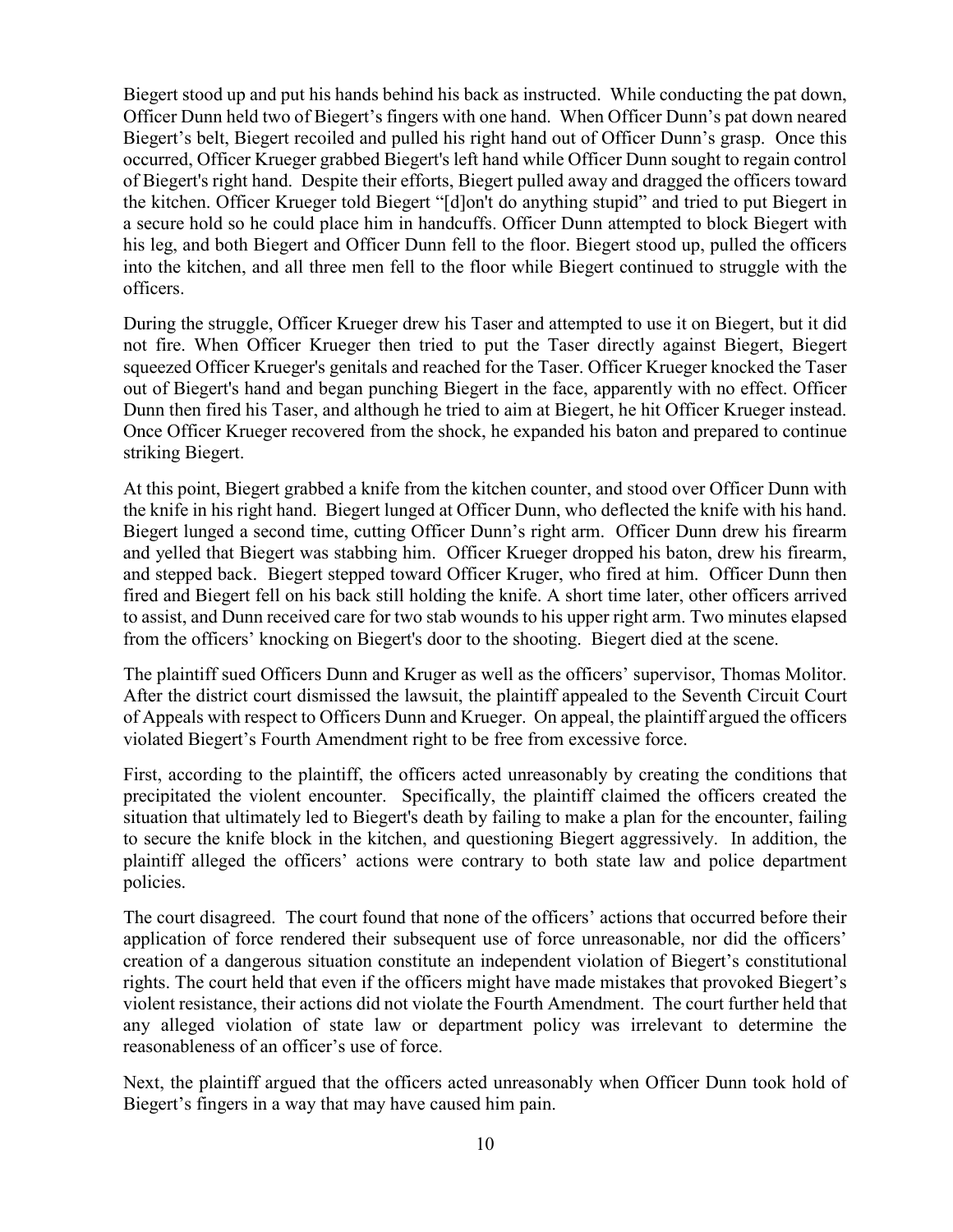Biegert stood up and put his hands behind his back as instructed. While conducting the pat down, Officer Dunn held two of Biegert's fingers with one hand. When Officer Dunn's pat down neared Biegert's belt, Biegert recoiled and pulled his right hand out of Officer Dunn's grasp. Once this occurred, Officer Krueger grabbed Biegert's left hand while Officer Dunn sought to regain control of Biegert's right hand. Despite their efforts, Biegert pulled away and dragged the officers toward the kitchen. Officer Krueger told Biegert "[d]on't do anything stupid" and tried to put Biegert in a secure hold so he could place him in handcuffs. Officer Dunn attempted to block Biegert with his leg, and both Biegert and Officer Dunn fell to the floor. Biegert stood up, pulled the officers into the kitchen, and all three men fell to the floor while Biegert continued to struggle with the officers.

During the struggle, Officer Krueger drew his Taser and attempted to use it on Biegert, but it did not fire. When Officer Krueger then tried to put the Taser directly against Biegert, Biegert squeezed Officer Krueger's genitals and reached for the Taser. Officer Krueger knocked the Taser out of Biegert's hand and began punching Biegert in the face, apparently with no effect. Officer Dunn then fired his Taser, and although he tried to aim at Biegert, he hit Officer Krueger instead. Once Officer Krueger recovered from the shock, he expanded his baton and prepared to continue striking Biegert.

At this point, Biegert grabbed a knife from the kitchen counter, and stood over Officer Dunn with the knife in his right hand. Biegert lunged at Officer Dunn, who deflected the knife with his hand. Biegert lunged a second time, cutting Officer Dunn's right arm. Officer Dunn drew his firearm and yelled that Biegert was stabbing him. Officer Krueger dropped his baton, drew his firearm, and stepped back. Biegert stepped toward Officer Kruger, who fired at him. Officer Dunn then fired and Biegert fell on his back still holding the knife. A short time later, other officers arrived to assist, and Dunn received care for two stab wounds to his upper right arm. Two minutes elapsed from the officers' knocking on Biegert's door to the shooting. Biegert died at the scene.

The plaintiff sued Officers Dunn and Kruger as well as the officers' supervisor, Thomas Molitor. After the district court dismissed the lawsuit, the plaintiff appealed to the Seventh Circuit Court of Appeals with respect to Officers Dunn and Krueger. On appeal, the plaintiff argued the officers violated Biegert's Fourth Amendment right to be free from excessive force.

First, according to the plaintiff, the officers acted unreasonably by creating the conditions that precipitated the violent encounter. Specifically, the plaintiff claimed the officers created the situation that ultimately led to Biegert's death by failing to make a plan for the encounter, failing to secure the knife block in the kitchen, and questioning Biegert aggressively. In addition, the plaintiff alleged the officers' actions were contrary to both state law and police department policies.

The court disagreed. The court found that none of the officers' actions that occurred before their application of force rendered their subsequent use of force unreasonable, nor did the officers' creation of a dangerous situation constitute an independent violation of Biegert's constitutional rights. The court held that even if the officers might have made mistakes that provoked Biegert's violent resistance, their actions did not violate the Fourth Amendment. The court further held that any alleged violation of state law or department policy was irrelevant to determine the reasonableness of an officer's use of force.

Next, the plaintiff argued that the officers acted unreasonably when Officer Dunn took hold of Biegert's fingers in a way that may have caused him pain.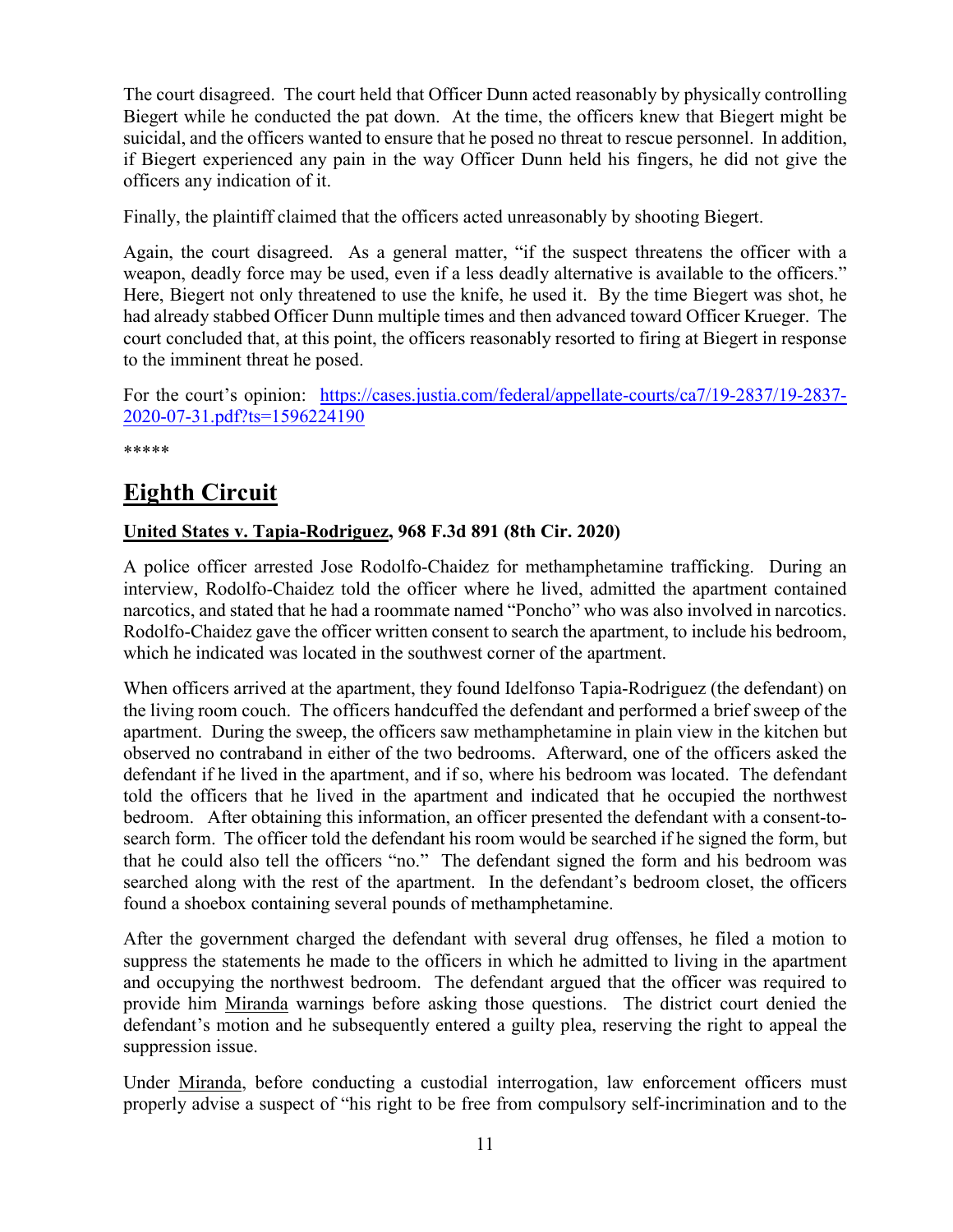The court disagreed. The court held that Officer Dunn acted reasonably by physically controlling Biegert while he conducted the pat down. At the time, the officers knew that Biegert might be suicidal, and the officers wanted to ensure that he posed no threat to rescue personnel. In addition, if Biegert experienced any pain in the way Officer Dunn held his fingers, he did not give the officers any indication of it.

Finally, the plaintiff claimed that the officers acted unreasonably by shooting Biegert.

Again, the court disagreed. As a general matter, "if the suspect threatens the officer with a weapon, deadly force may be used, even if a less deadly alternative is available to the officers." Here, Biegert not only threatened to use the knife, he used it. By the time Biegert was shot, he had already stabbed Officer Dunn multiple times and then advanced toward Officer Krueger. The court concluded that, at this point, the officers reasonably resorted to firing at Biegert in response to the imminent threat he posed.

For the court's opinion: [https://cases.justia.com/federal/appellate-courts/ca7/19-2837/19-2837-2020-07-31.pdf?ts=1596224190](https://cases.justia.com/federal/appellate-courts/ca7/19-2837/19-2837-2020-07-31.pdf?ts=1596224190)

*****

## Eighth Circuit

**United States v. Tapia-Rodriguez, 968 F.3d 891 (8th Cir. 2020)**

A police officer arrested Jose Rodolfo-Chaidez for methamphetamine trafficking. During an interview, Rodolfo-Chaidez told the officer where he lived, admitted the apartment contained narcotics, and stated that he had a roommate named "Poncho" who was also involved in narcotics. Rodolfo-Chaidez gave the officer written consent to search the apartment, to include his bedroom, which he indicated was located in the southwest corner of the apartment.

When officers arrived at the apartment, they found Idelfonso Tapia-Rodriguez (the defendant) on the living room couch. The officers handcuffed the defendant and performed a brief sweep of the apartment. During the sweep, the officers saw methamphetamine in plain view in the kitchen but observed no contraband in either of the two bedrooms. Afterward, one of the officers asked the defendant if he lived in the apartment, and if so, where his bedroom was located. The defendant told the officers that he lived in the apartment and indicated that he occupied the northwest bedroom. After obtaining this information, an officer presented the defendant with a consent-to-search form. The officer told the defendant his room would be searched if he signed the form, but that he could also tell the officers "no." The defendant signed the form and his bedroom was searched along with the rest of the apartment. In the defendant's bedroom closet, the officers found a shoebox containing several pounds of methamphetamine.

After the government charged the defendant with several drug offenses, he filed a motion to suppress the statements he made to the officers in which he admitted to living in the apartment and occupying the northwest bedroom. The defendant argued that the officer was required to provide him Miranda warnings before asking those questions. The district court denied the defendant's motion and he subsequently entered a guilty plea, reserving the right to appeal the suppression issue.

Under Miranda, before conducting a custodial interrogation, law enforcement officers must properly advise a suspect of "his right to be free from compulsory self-incrimination and to the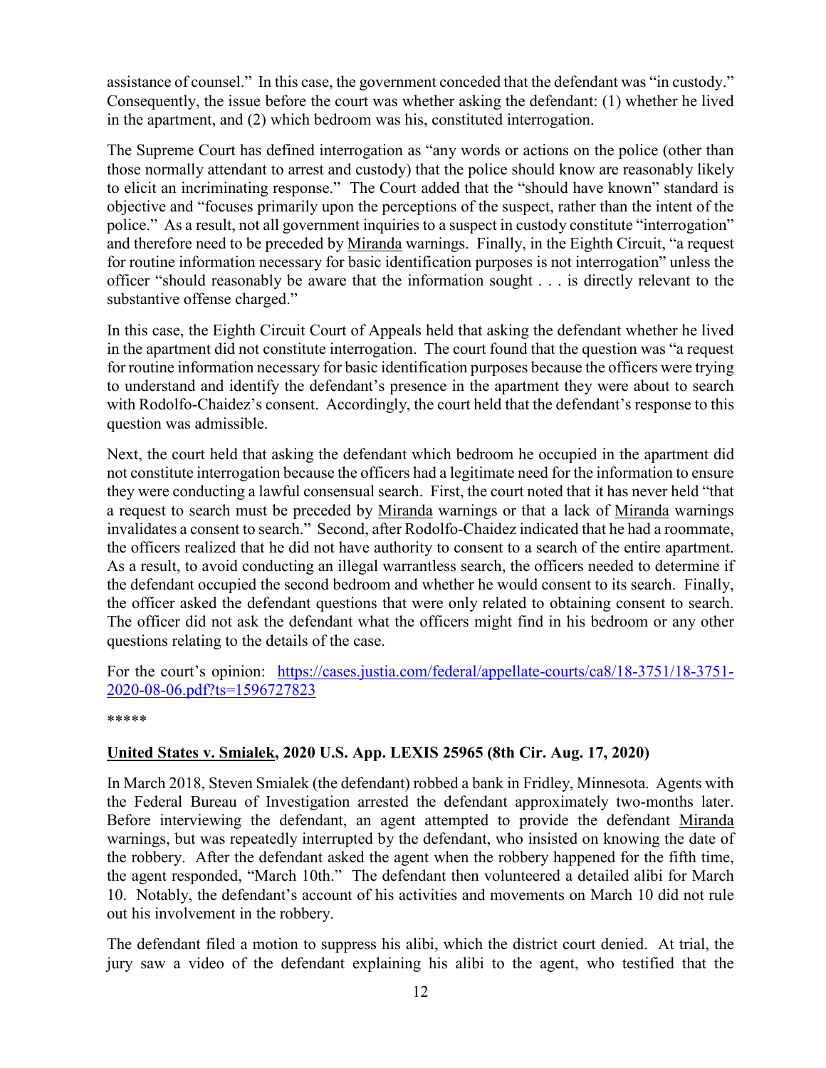assistance of counsel." In this case, the government conceded that the defendant was "in custody." Consequently, the issue before the court was whether asking the defendant: (1) whether he lived in the apartment, and (2) which bedroom was his, constituted interrogation.

The Supreme Court has defined interrogation as "any words or actions on the police (other than those normally attendant to arrest and custody) that the police should know are reasonably likely to elicit an incriminating response." The Court added that the "should have known" standard is objective and "focuses primarily upon the perceptions of the suspect, rather than the intent of the police." As a result, not all government inquiries to a suspect in custody constitute "interrogation" and therefore need to be preceded by Miranda warnings. Finally, in the Eighth Circuit, "a request for routine information necessary for basic identification purposes is not interrogation" unless the officer "should reasonably be aware that the information sought . . . is directly relevant to the substantive offense charged."

In this case, the Eighth Circuit Court of Appeals held that asking the defendant whether he lived in the apartment did not constitute interrogation. The court found that the question was "a request for routine information necessary for basic identification purposes because the officers were trying to understand and identify the defendant's presence in the apartment they were about to search with Rodolfo-Chaidez's consent. Accordingly, the court held that the defendant's response to this question was admissible.

Next, the court held that asking the defendant which bedroom he occupied in the apartment did not constitute interrogation because the officers had a legitimate need for the information to ensure they were conducting a lawful consensual search. First, the court noted that it has never held "that a request to search must be preceded by Miranda warnings or that a lack of Miranda warnings invalidates a consent to search." Second, after Rodolfo-Chaidez indicated that he had a roommate, the officers realized that he did not have authority to consent to a search of the entire apartment. As a result, to avoid conducting an illegal warrantless search, the officers needed to determine if the defendant occupied the second bedroom and whether he would consent to its search. Finally, the officer asked the defendant questions that were only related to obtaining consent to search. The officer did not ask the defendant what the officers might find in his bedroom or any other questions relating to the details of the case.

For the court's opinion: https://cases.justia.com/federal/appellate-courts/ca8/18-3751/18-3751-2020-08-06.pdf?ts=1596727823

*****

**United States v. Smialek, 2020 U.S. App. LEXIS 25965 (8th Cir. Aug. 17, 2020)**

In March 2018, Steven Smialek (the defendant) robbed a bank in Fridley, Minnesota. Agents with the Federal Bureau of Investigation arrested the defendant approximately two-months later. Before interviewing the defendant, an agent attempted to provide the defendant Miranda warnings, but was repeatedly interrupted by the defendant, who insisted on knowing the date of the robbery. After the defendant asked the agent when the robbery happened for the fifth time, the agent responded, "March 10th." The defendant then volunteered a detailed alibi for March 10. Notably, the defendant's account of his activities and movements on March 10 did not rule out his involvement in the robbery.

The defendant filed a motion to suppress his alibi, which the district court denied. At trial, the jury saw a video of the defendant explaining his alibi to the agent, who testified that the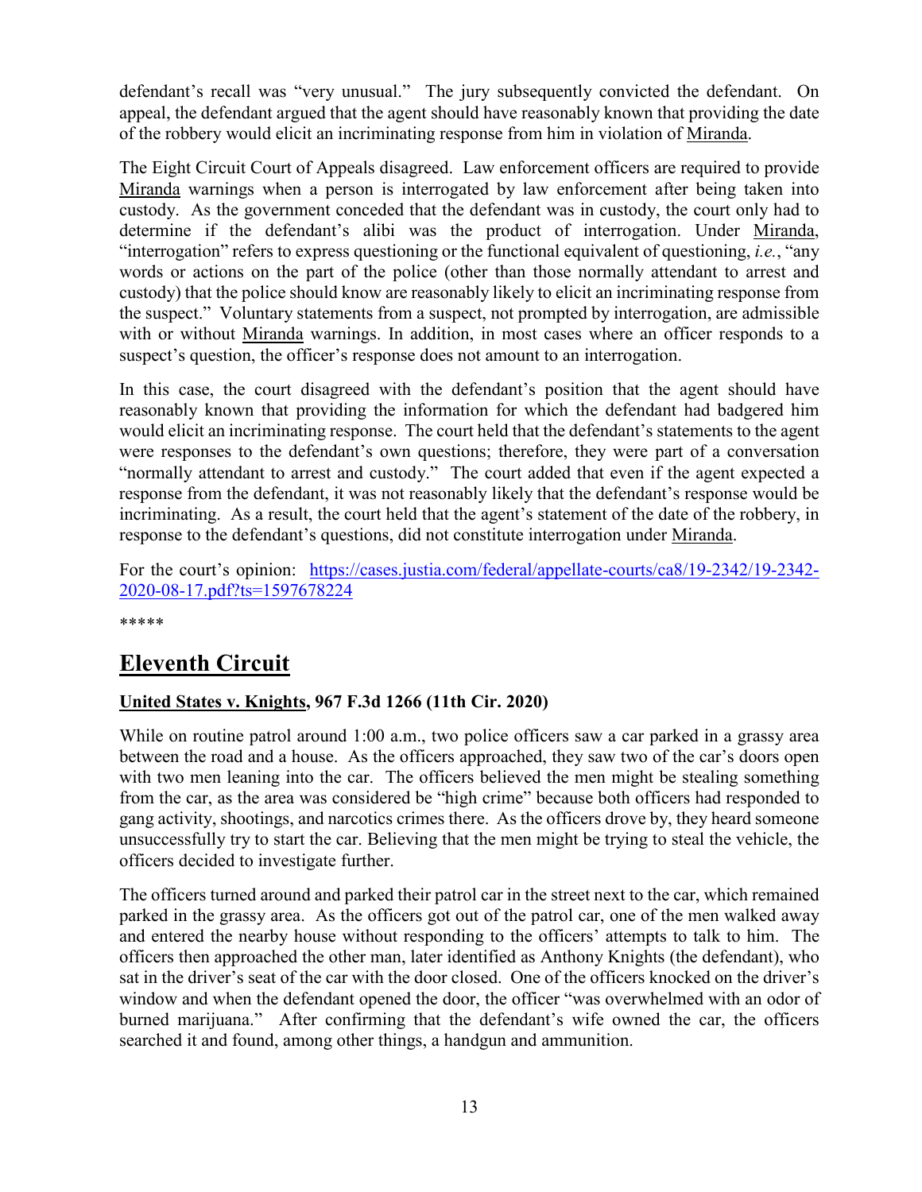defendant's recall was "very unusual." The jury subsequently convicted the defendant. On appeal, the defendant argued that the agent should have reasonably known that providing the date of the robbery would elicit an incriminating response from him in violation of Miranda.

The Eight Circuit Court of Appeals disagreed. Law enforcement officers are required to provide Miranda warnings when a person is interrogated by law enforcement after being taken into custody. As the government conceded that the defendant was in custody, the court only had to determine if the defendant's alibi was the product of interrogation. Under Miranda, "interrogation" refers to express questioning or the functional equivalent of questioning, *i.e.*, "any words or actions on the part of the police (other than those normally attendant to arrest and custody) that the police should know are reasonably likely to elicit an incriminating response from the suspect." Voluntary statements from a suspect, not prompted by interrogation, are admissible with or without Miranda warnings. In addition, in most cases where an officer responds to a suspect's question, the officer's response does not amount to an interrogation.

In this case, the court disagreed with the defendant's position that the agent should have reasonably known that providing the information for which the defendant had badgered him would elicit an incriminating response. The court held that the defendant's statements to the agent were responses to the defendant's own questions; therefore, they were part of a conversation "normally attendant to arrest and custody." The court added that even if the agent expected a response from the defendant, it was not reasonably likely that the defendant's response would be incriminating. As a result, the court held that the agent's statement of the date of the robbery, in response to the defendant's questions, did not constitute interrogation under Miranda.

For the court's opinion: [https://cases.justia.com/federal/appellate-courts/ca8/19-2342/19-2342-2020-08-17.pdf?ts=1597678224](https://cases.justia.com/federal/appellate-courts/ca8/19-2342/19-2342-2020-08-17.pdf?ts=1597678224)

*****

# Eleventh Circuit

**United States v. Knights, 967 F.3d 1266 (11th Cir. 2020)**

While on routine patrol around 1:00 a.m., two police officers saw a car parked in a grassy area between the road and a house. As the officers approached, they saw two of the car's doors open with two men leaning into the car. The officers believed the men might be stealing something from the car, as the area was considered be "high crime" because both officers had responded to gang activity, shootings, and narcotics crimes there. As the officers drove by, they heard someone unsuccessfully try to start the car. Believing that the men might be trying to steal the vehicle, the officers decided to investigate further.

The officers turned around and parked their patrol car in the street next to the car, which remained parked in the grassy area. As the officers got out of the patrol car, one of the men walked away and entered the nearby house without responding to the officers' attempts to talk to him. The officers then approached the other man, later identified as Anthony Knights (the defendant), who sat in the driver's seat of the car with the door closed. One of the officers knocked on the driver's window and when the defendant opened the door, the officer "was overwhelmed with an odor of burned marijuana." After confirming that the defendant's wife owned the car, the officers searched it and found, among other things, a handgun and ammunition.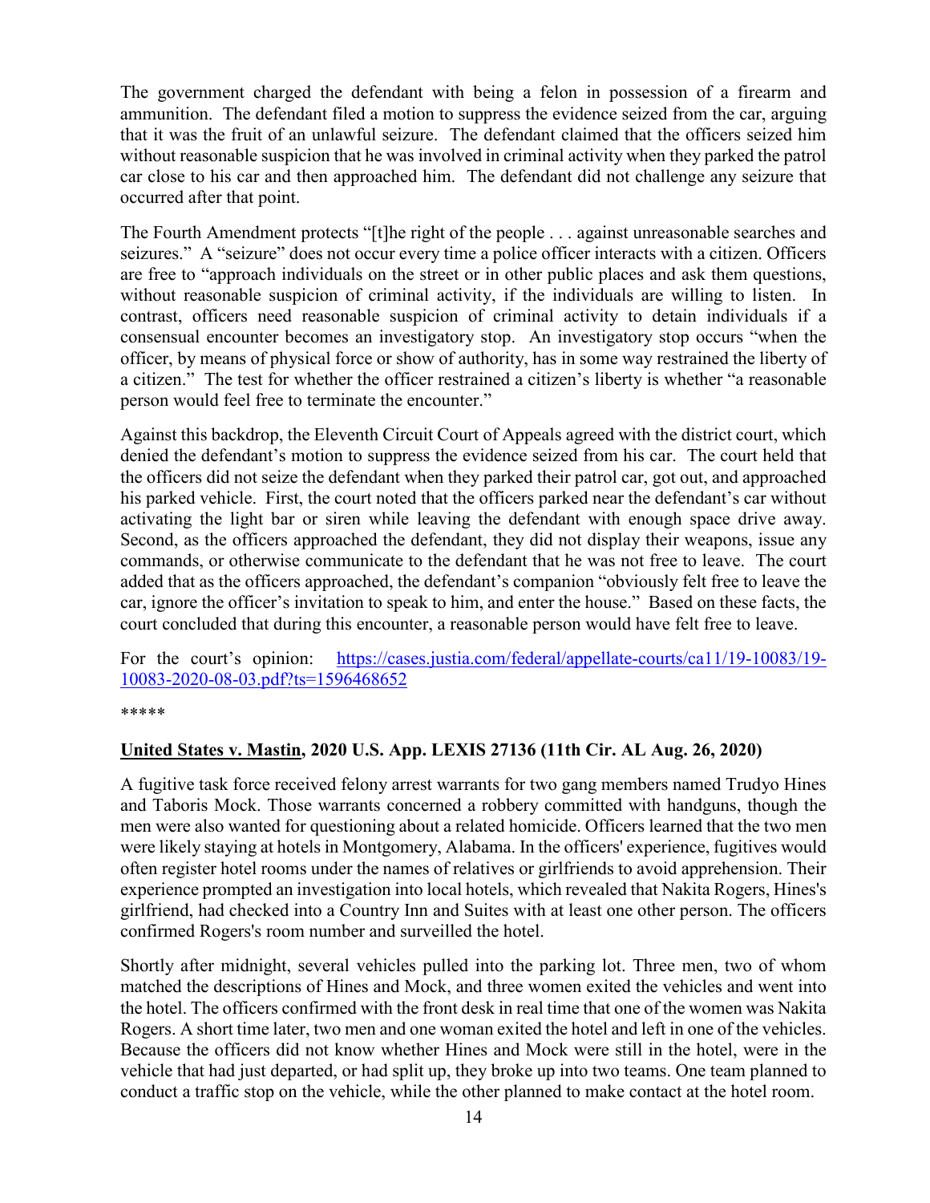The government charged the defendant with being a felon in possession of a firearm and ammunition. The defendant filed a motion to suppress the evidence seized from the car, arguing that it was the fruit of an unlawful seizure. The defendant claimed that the officers seized him without reasonable suspicion that he was involved in criminal activity when they parked the patrol car close to his car and then approached him. The defendant did not challenge any seizure that occurred after that point.

The Fourth Amendment protects "[t]he right of the people . . . against unreasonable searches and seizures." A "seizure" does not occur every time a police officer interacts with a citizen. Officers are free to "approach individuals on the street or in other public places and ask them questions, without reasonable suspicion of criminal activity, if the individuals are willing to listen. In contrast, officers need reasonable suspicion of criminal activity to detain individuals if a consensual encounter becomes an investigatory stop. An investigatory stop occurs "when the officer, by means of physical force or show of authority, has in some way restrained the liberty of a citizen." The test for whether the officer restrained a citizen's liberty is whether "a reasonable person would feel free to terminate the encounter."

Against this backdrop, the Eleventh Circuit Court of Appeals agreed with the district court, which denied the defendant's motion to suppress the evidence seized from his car. The court held that the officers did not seize the defendant when they parked their patrol car, got out, and approached his parked vehicle. First, the court noted that the officers parked near the defendant's car without activating the light bar or siren while leaving the defendant with enough space drive away. Second, as the officers approached the defendant, they did not display their weapons, issue any commands, or otherwise communicate to the defendant that he was not free to leave. The court added that as the officers approached, the defendant's companion "obviously felt free to leave the car, ignore the officer's invitation to speak to him, and enter the house." Based on these facts, the court concluded that during this encounter, a reasonable person would have felt free to leave.

For the court's opinion: [https://cases.justia.com/federal/appellate-courts/ca11/19-10083/19-10083-2020-08-03.pdf?ts=1596468652](https://cases.justia.com/federal/appellate-courts/ca11/19-10083/19-10083-2020-08-03.pdf?ts=1596468652)

*****

**United States v. Mastin, 2020 U.S. App. LEXIS 27136 (11th Cir. AL Aug. 26, 2020)**

A fugitive task force received felony arrest warrants for two gang members named Trudyo Hines and Taboris Mock. Those warrants concerned a robbery committed with handguns, though the men were also wanted for questioning about a related homicide. Officers learned that the two men were likely staying at hotels in Montgomery, Alabama. In the officers' experience, fugitives would often register hotel rooms under the names of relatives or girlfriends to avoid apprehension. Their experience prompted an investigation into local hotels, which revealed that Nakita Rogers, Hines's girlfriend, had checked into a Country Inn and Suites with at least one other person. The officers confirmed Rogers's room number and surveilled the hotel.

Shortly after midnight, several vehicles pulled into the parking lot. Three men, two of whom matched the descriptions of Hines and Mock, and three women exited the vehicles and went into the hotel. The officers confirmed with the front desk in real time that one of the women was Nakita Rogers. A short time later, two men and one woman exited the hotel and left in one of the vehicles. Because the officers did not know whether Hines and Mock were still in the hotel, were in the vehicle that had just departed, or had split up, they broke up into two teams. One team planned to conduct a traffic stop on the vehicle, while the other planned to make contact at the hotel room.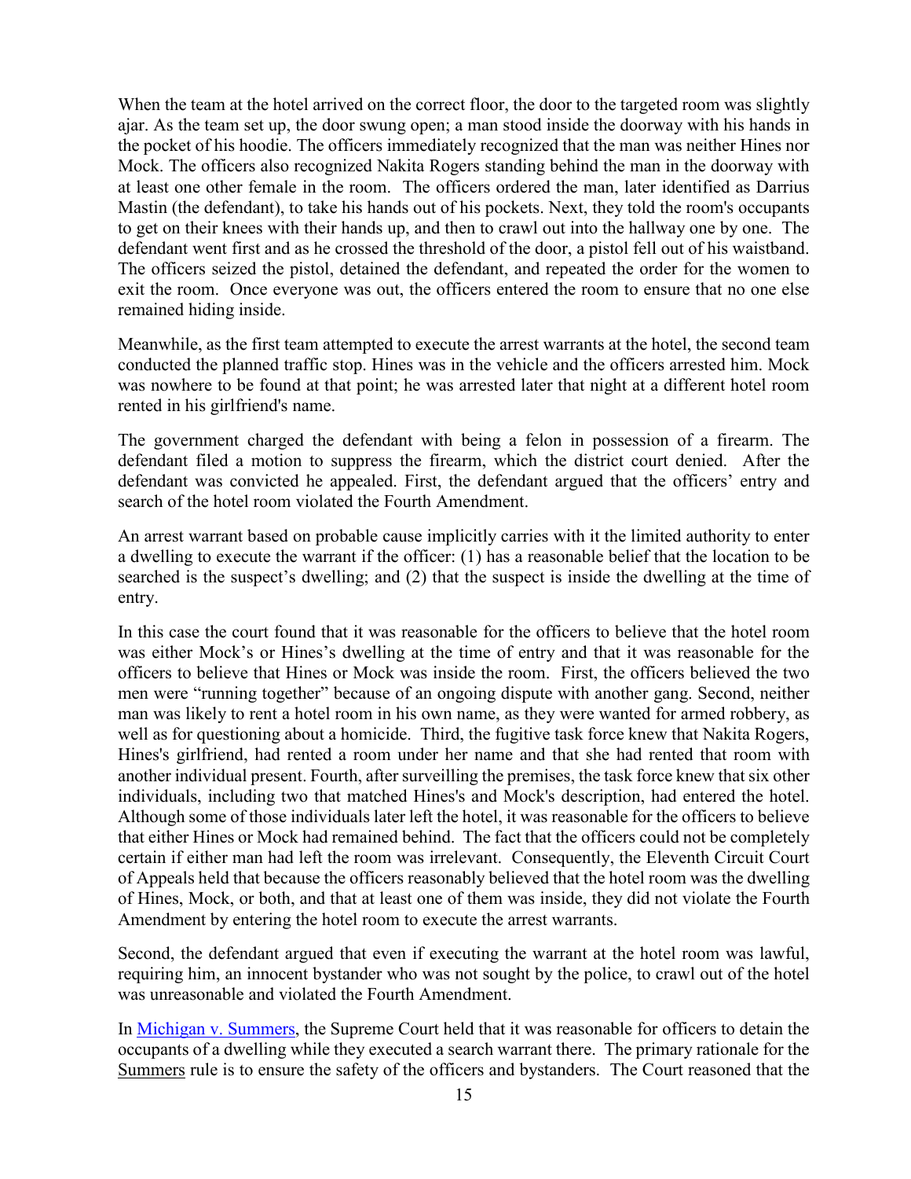When the team at the hotel arrived on the correct floor, the door to the targeted room was slightly ajar. As the team set up, the door swung open; a man stood inside the doorway with his hands in the pocket of his hoodie. The officers immediately recognized that the man was neither Hines nor Mock. The officers also recognized Nakita Rogers standing behind the man in the doorway with at least one other female in the room. The officers ordered the man, later identified as Darrius Mastin (the defendant), to take his hands out of his pockets. Next, they told the room's occupants to get on their knees with their hands up, and then to crawl out into the hallway one by one. The defendant went first and as he crossed the threshold of the door, a pistol fell out of his waistband. The officers seized the pistol, detained the defendant, and repeated the order for the women to exit the room. Once everyone was out, the officers entered the room to ensure that no one else remained hiding inside.

Meanwhile, as the first team attempted to execute the arrest warrants at the hotel, the second team conducted the planned traffic stop. Hines was in the vehicle and the officers arrested him. Mock was nowhere to be found at that point; he was arrested later that night at a different hotel room rented in his girlfriend's name.

The government charged the defendant with being a felon in possession of a firearm. The defendant filed a motion to suppress the firearm, which the district court denied. After the defendant was convicted he appealed. First, the defendant argued that the officers' entry and search of the hotel room violated the Fourth Amendment.

An arrest warrant based on probable cause implicitly carries with it the limited authority to enter a dwelling to execute the warrant if the officer: (1) has a reasonable belief that the location to be searched is the suspect's dwelling; and (2) that the suspect is inside the dwelling at the time of entry.

In this case the court found that it was reasonable for the officers to believe that the hotel room was either Mock's or Hines's dwelling at the time of entry and that it was reasonable for the officers to believe that Hines or Mock was inside the room. First, the officers believed the two men were "running together" because of an ongoing dispute with another gang. Second, neither man was likely to rent a hotel room in his own name, as they were wanted for armed robbery, as well as for questioning about a homicide. Third, the fugitive task force knew that Nakita Rogers, Hines's girlfriend, had rented a room under her name and that she had rented that room with another individual present. Fourth, after surveilling the premises, the task force knew that six other individuals, including two that matched Hines's and Mock's description, had entered the hotel. Although some of those individuals later left the hotel, it was reasonable for the officers to believe that either Hines or Mock had remained behind. The fact that the officers could not be completely certain if either man had left the room was irrelevant. Consequently, the Eleventh Circuit Court of Appeals held that because the officers reasonably believed that the hotel room was the dwelling of Hines, Mock, or both, and that at least one of them was inside, they did not violate the Fourth Amendment by entering the hotel room to execute the arrest warrants.

Second, the defendant argued that even if executing the warrant at the hotel room was lawful, requiring him, an innocent bystander who was not sought by the police, to crawl out of the hotel was unreasonable and violated the Fourth Amendment.

In Michigan v. Summers, the Supreme Court held that it was reasonable for officers to detain the occupants of a dwelling while they executed a search warrant there. The primary rationale for the Summers rule is to ensure the safety of the officers and bystanders. The Court reasoned that the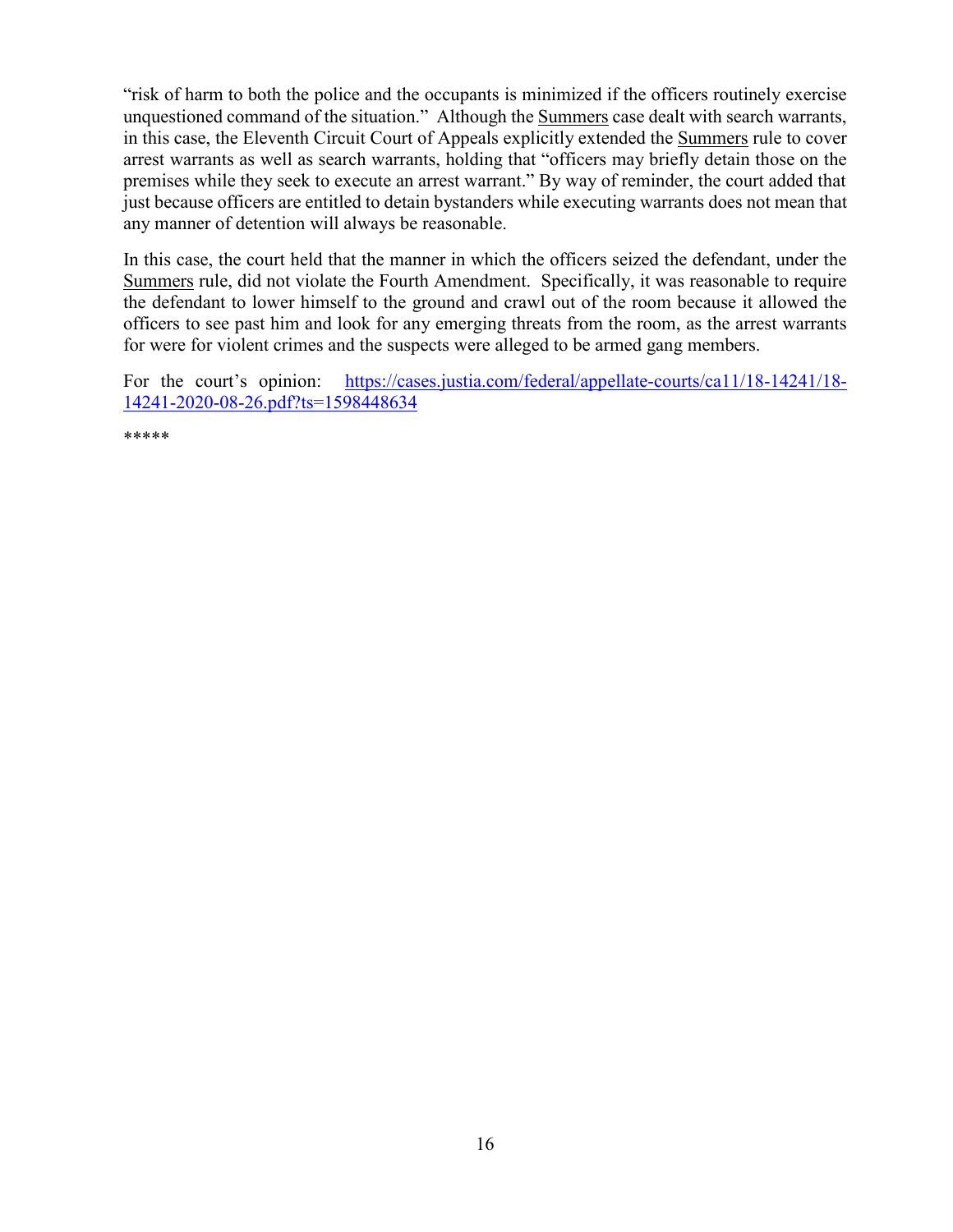"risk of harm to both the police and the occupants is minimized if the officers routinely exercise unquestioned command of the situation." Although the Summers case dealt with search warrants, in this case, the Eleventh Circuit Court of Appeals explicitly extended the Summers rule to cover arrest warrants as well as search warrants, holding that "officers may briefly detain those on the premises while they seek to execute an arrest warrant." By way of reminder, the court added that just because officers are entitled to detain bystanders while executing warrants does not mean that any manner of detention will always be reasonable.

In this case, the court held that the manner in which the officers seized the defendant, under the Summers rule, did not violate the Fourth Amendment. Specifically, it was reasonable to require the defendant to lower himself to the ground and crawl out of the room because it allowed the officers to see past him and look for any emerging threats from the room, as the arrest warrants for were for violent crimes and the suspects were alleged to be armed gang members.

For the court's opinion: https://cases.justia.com/federal/appellate-courts/ca11/18-14241/18-14241-2020-08-26.pdf?ts=1598448634

*****